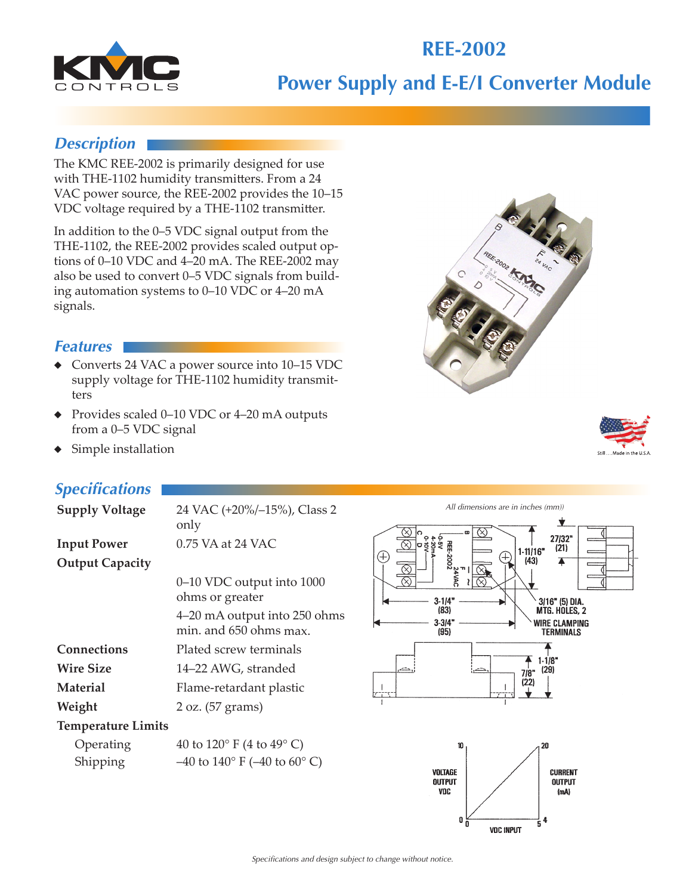# REE-2002

## Power Supply and E-E/I Converter Module

## Description

The KMC REE-2002 is primarily designed for use with THE-1102 humidity transmitters. From a 24 VAC power source, the REE-2002 provides the 10–15 VDC voltage required by a THE-1102 transmitter.

In addition to the 0–5 VDC signal output from the THE-1102, the REE-2002 provides scaled output options of 0–10 VDC and 4–20 mA. The REE-2002 may also be used to convert 0–5 VDC signals from building automation systems to 0–10 VDC or 4–20 mA signals.

## Features

- Converts 24 VAC a power source into 10–15 VDC supply voltage for THE-1102 humidity transmitters
- Provides scaled 0–10 VDC or 4–20 mA outputs from a 0–5 VDC signal
- Simple installation

Still . . . Made in the U.S.A.

## Specifications

| | |
|---|---|
| **Supply Voltage** | 24 VAC (+20%/–15%), Class 2 only |
| **Input Power** | 0.75 VA at 24 VAC |
| **Output Capacity** | |
| | 0–10 VDC output into 1000 ohms or greater |
| | 4–20 mA output into 250 ohms min. and 650 ohms max. |
| **Connections** | Plated screw terminals |
| **Wire Size** | 14–22 AWG, stranded |
| **Material** | Flame-retardant plastic |
| **Weight** | 2 oz. (57 grams) |
| **Temperature Limits** | |
| Operating | 40 to 120° F (4 to 49° C) |
| Shipping | –40 to 140° F (–40 to 60° C) |

*All dimensions are in inches (mm))*

3-1/4" (83); 3-3/4" (95); 1-11/16" (43); 27/32" (21); 3/16" (5) DIA. MTG. HOLES, 2; WIRE CLAMPING TERMINALS; 1-1/8" (29); 7/8" (22)

VOLTAGE OUTPUT VDC (0–10); CURRENT OUTPUT (mA) (4–20); VDC INPUT (0–5)

*Specifications and design subject to change without notice.*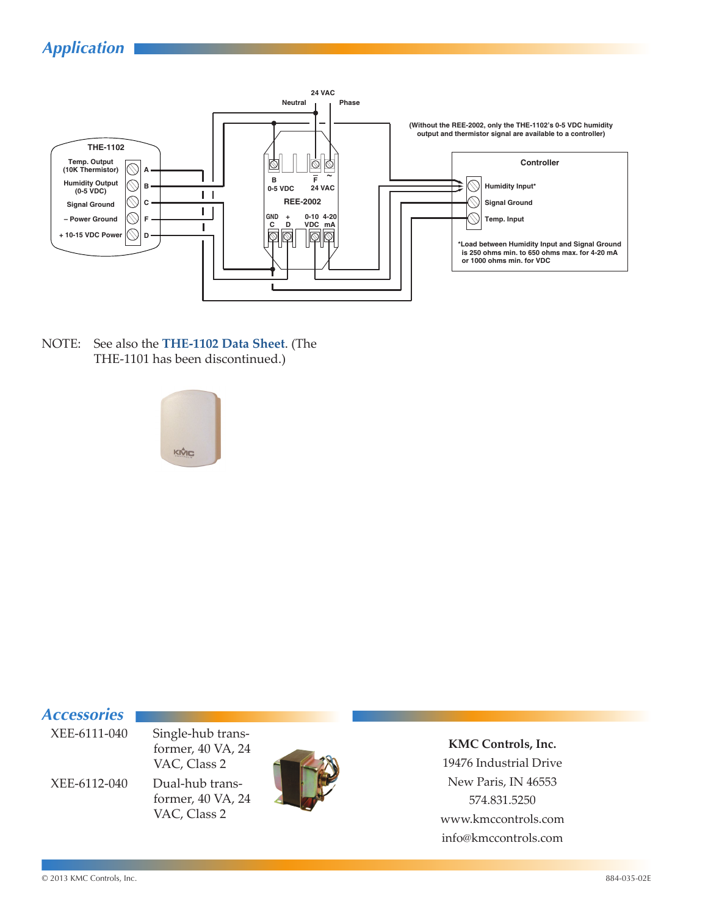## Application

24 VAC

Neutral

Phase

(Without the REE-2002, only the THE-1102's 0-5 VDC humidity output and thermistor signal are available to a controller)

THE-1102

Temp. Output (10K Thermistor) A

Humidity Output (0-5 VDC) B

Signal Ground C

– Power Ground F

+ 10-15 VDC Power D

B 0-5 VDC

F 24 VAC

~

REE-2002

GND C

+ D

0-10 VDC

4-20 mA

Controller

Humidity Input*

Signal Ground

Temp. Input

*Load between Humidity Input and Signal Ground is 250 ohms min. to 650 ohms max. for 4-20 mA or 1000 ohms min. for VDC

NOTE: See also the **THE-1102 Data Sheet**. (The THE-1101 has been discontinued.)

## Accessories

| | |
|---|---|
| XEE-6111-040 | Single-hub transformer, 40 VA, 24 VAC, Class 2 |
| XEE-6112-040 | Dual-hub transformer, 40 VA, 24 VAC, Class 2 |

**KMC Controls, Inc.**
19476 Industrial Drive
New Paris, IN 46553
574.831.5250
www.kmccontrols.com
info@kmccontrols.com

© 2013 KMC Controls, Inc.

884-035-02E